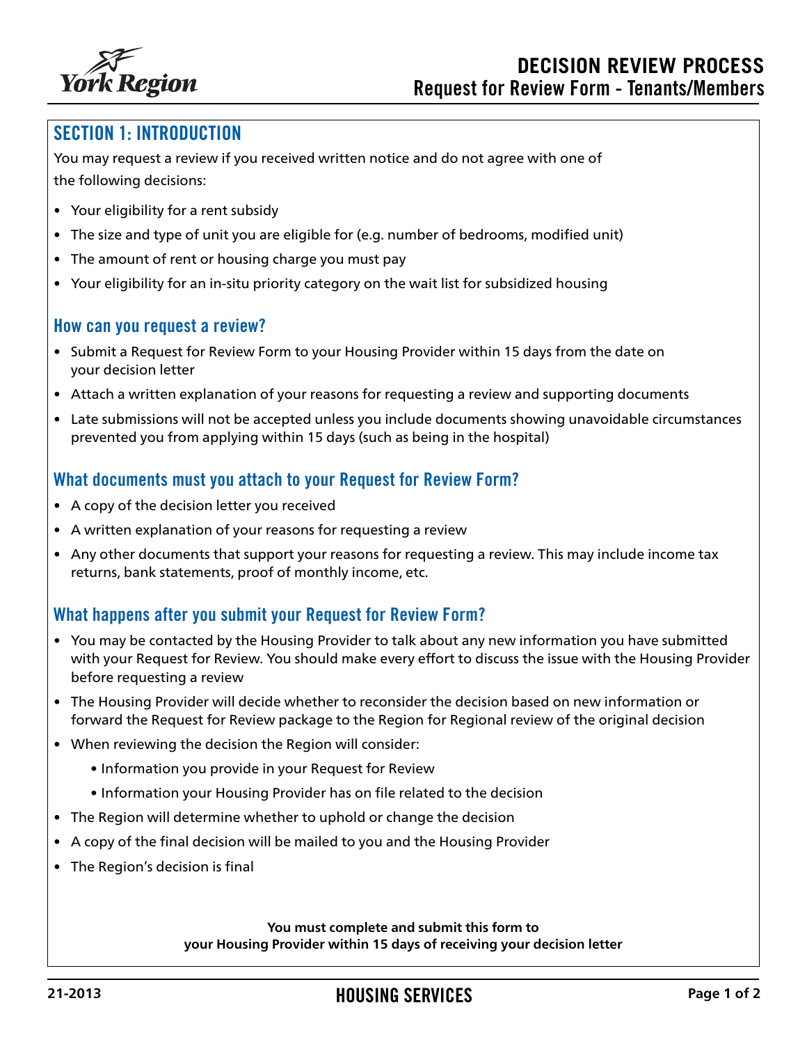# DECISION REVIEW PROCESS
## Request for Review Form - Tenants/Members

## SECTION 1: INTRODUCTION

You may request a review if you received written notice and do not agree with one of the following decisions:

- Your eligibility for a rent subsidy
- The size and type of unit you are eligible for (e.g. number of bedrooms, modified unit)
- The amount of rent or housing charge you must pay
- Your eligibility for an in-situ priority category on the wait list for subsidized housing

### How can you request a review?

- Submit a Request for Review Form to your Housing Provider within 15 days from the date on your decision letter
- Attach a written explanation of your reasons for requesting a review and supporting documents
- Late submissions will not be accepted unless you include documents showing unavoidable circumstances prevented you from applying within 15 days (such as being in the hospital)

### What documents must you attach to your Request for Review Form?

- A copy of the decision letter you received
- A written explanation of your reasons for requesting a review
- Any other documents that support your reasons for requesting a review. This may include income tax returns, bank statements, proof of monthly income, etc.

### What happens after you submit your Request for Review Form?

- You may be contacted by the Housing Provider to talk about any new information you have submitted with your Request for Review. You should make every effort to discuss the issue with the Housing Provider before requesting a review
- The Housing Provider will decide whether to reconsider the decision based on new information or forward the Request for Review package to the Region for Regional review of the original decision
- When reviewing the decision the Region will consider:
  - Information you provide in your Request for Review
  - Information your Housing Provider has on file related to the decision
- The Region will determine whether to uphold or change the decision
- A copy of the final decision will be mailed to you and the Housing Provider
- The Region's decision is final

**You must complete and submit this form to your Housing Provider within 15 days of receiving your decision letter**

21-2013 HOUSING SERVICES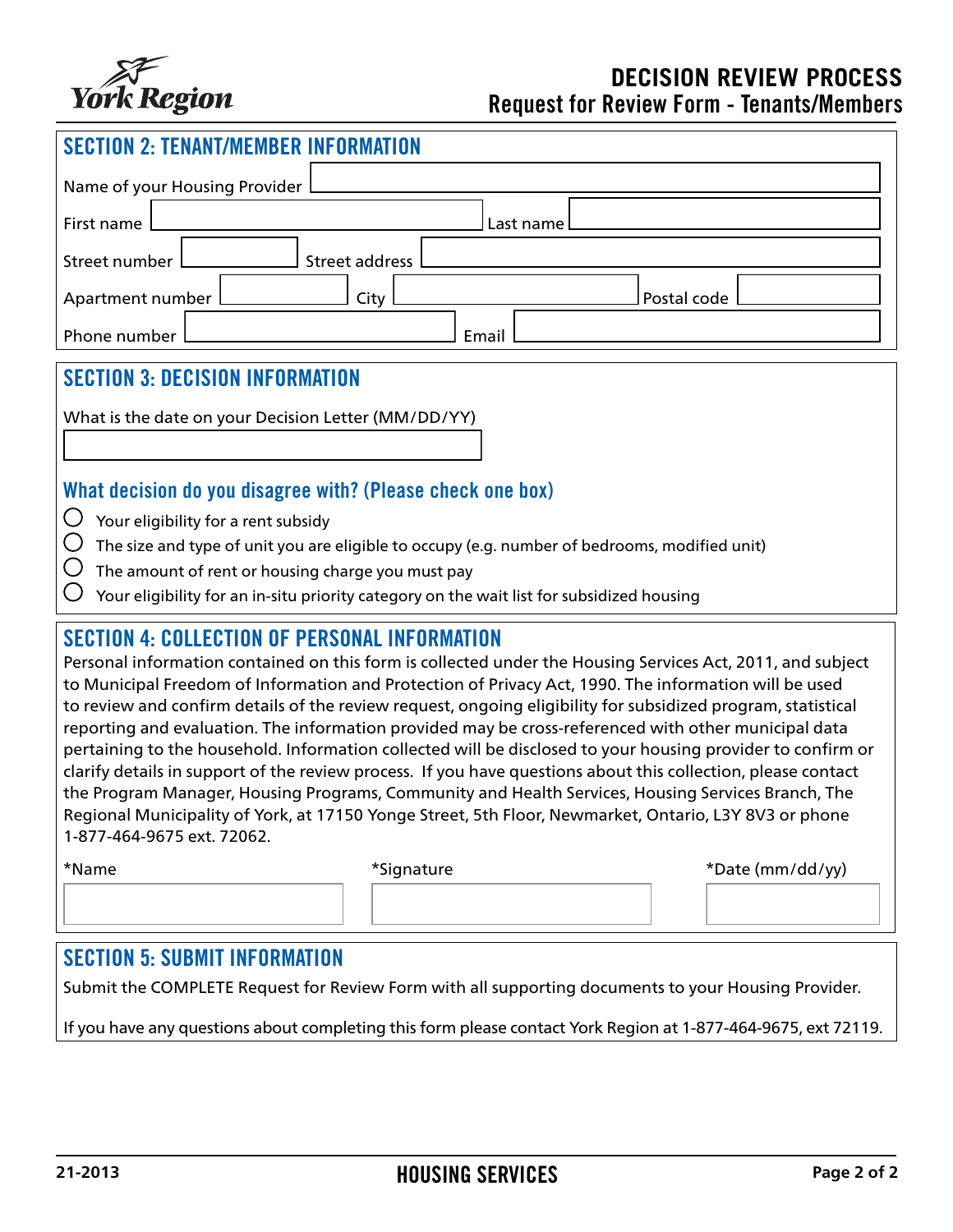# DECISION REVIEW PROCESS
## Request for Review Form - Tenants/Members

## SECTION 2: TENANT/MEMBER INFORMATION

Name of your Housing Provider

First name | Last name

Street number | Street address

Apartment number | City | Postal code

Phone number | Email

## SECTION 3: DECISION INFORMATION

What is the date on your Decision Letter (MM/DD/YY)

### What decision do you disagree with? (Please check one box)

- ○ Your eligibility for a rent subsidy
- ○ The size and type of unit you are eligible to occupy (e.g. number of bedrooms, modified unit)
- ○ The amount of rent or housing charge you must pay
- ○ Your eligibility for an in-situ priority category on the wait list for subsidized housing

## SECTION 4: COLLECTION OF PERSONAL INFORMATION

Personal information contained on this form is collected under the Housing Services Act, 2011, and subject to Municipal Freedom of Information and Protection of Privacy Act, 1990. The information will be used to review and confirm details of the review request, ongoing eligibility for subsidized program, statistical reporting and evaluation. The information provided may be cross-referenced with other municipal data pertaining to the household. Information collected will be disclosed to your housing provider to confirm or clarify details in support of the review process. If you have questions about this collection, please contact the Program Manager, Housing Programs, Community and Health Services, Housing Services Branch, The Regional Municipality of York, at 17150 Yonge Street, 5th Floor, Newmarket, Ontario, L3Y 8V3 or phone 1-877-464-9675 ext. 72062.

*Name | *Signature | *Date (mm/dd/yy)

## SECTION 5: SUBMIT INFORMATION

Submit the COMPLETE Request for Review Form with all supporting documents to your Housing Provider.

If you have any questions about completing this form please contact York Region at 1-877-464-9675, ext 72119.

21-2013

HOUSING SERVICES